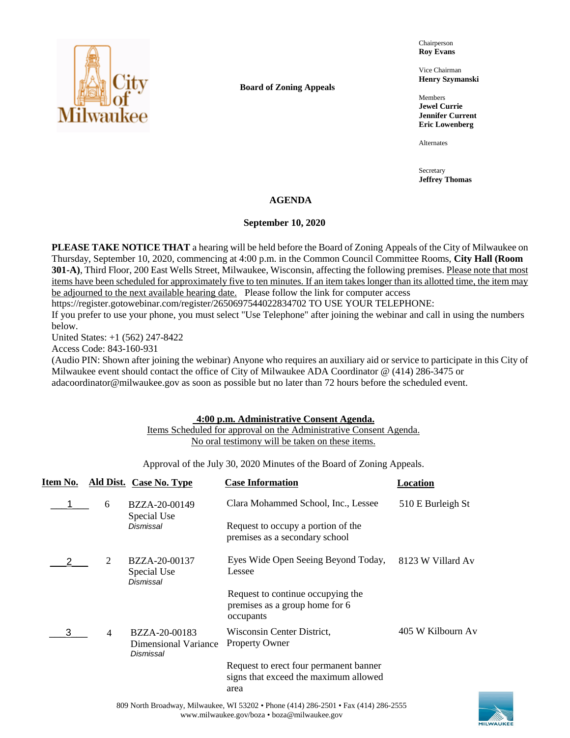**Board of Zoning Appeals**

Chairperson
**Roy Evans**

Vice Chairman
**Henry Szymanski**

Members
**Jewel Currie**
**Jennifer Current**
**Eric Lowenberg**

Alternates

Secretary
**Jeffrey Thomas**

## AGENDA

### September 10, 2020

**PLEASE TAKE NOTICE THAT** a hearing will be held before the Board of Zoning Appeals of the City of Milwaukee on Thursday, September 10, 2020, commencing at 4:00 p.m. in the Common Council Committee Rooms, **City Hall (Room 301-A)**, Third Floor, 200 East Wells Street, Milwaukee, Wisconsin, affecting the following premises. Please note that most items have been scheduled for approximately five to ten minutes. If an item takes longer than its allotted time, the item may be adjourned to the next available hearing date. Please follow the link for computer access
https://register.gotowebinar.com/register/2650697544022834702 TO USE YOUR TELEPHONE:
If you prefer to use your phone, you must select "Use Telephone" after joining the webinar and call in using the numbers below.
United States: +1 (562) 247-8422
Access Code: 843-160-931
(Audio PIN: Shown after joining the webinar) Anyone who requires an auxiliary aid or service to participate in this City of Milwaukee event should contact the office of City of Milwaukee ADA Coordinator @ (414) 286-3475 or adacoordinator@milwaukee.gov as soon as possible but no later than 72 hours before the scheduled event.

**4:00 p.m. Administrative Consent Agenda.**
Items Scheduled for approval on the Administrative Consent Agenda.
No oral testimony will be taken on these items.

Approval of the July 30, 2020 Minutes of the Board of Zoning Appeals.

| Item No. | Ald Dist. | Case No. Type | Case Information | Location |
|---|---|---|---|---|
| 1 | 6 | BZZA-20-00149<br>Special Use<br>*Dismissal* | Clara Mohammed School, Inc., Lessee<br><br>Request to occupy a portion of the premises as a secondary school | 510 E Burleigh St |
| 2 | 2 | BZZA-20-00137<br>Special Use<br>*Dismissal* | Eyes Wide Open Seeing Beyond Today, Lessee<br><br>Request to continue occupying the premises as a group home for 6 occupants | 8123 W Villard Av |
| 3 | 4 | BZZA-20-00183<br>Dimensional Variance<br>*Dismissal* | Wisconsin Center District, Property Owner<br><br>Request to erect four permanent banner signs that exceed the maximum allowed area | 405 W Kilbourn Av |

809 North Broadway, Milwaukee, WI 53202 • Phone (414) 286-2501 • Fax (414) 286-2555
www.milwaukee.gov/boza • boza@milwaukee.gov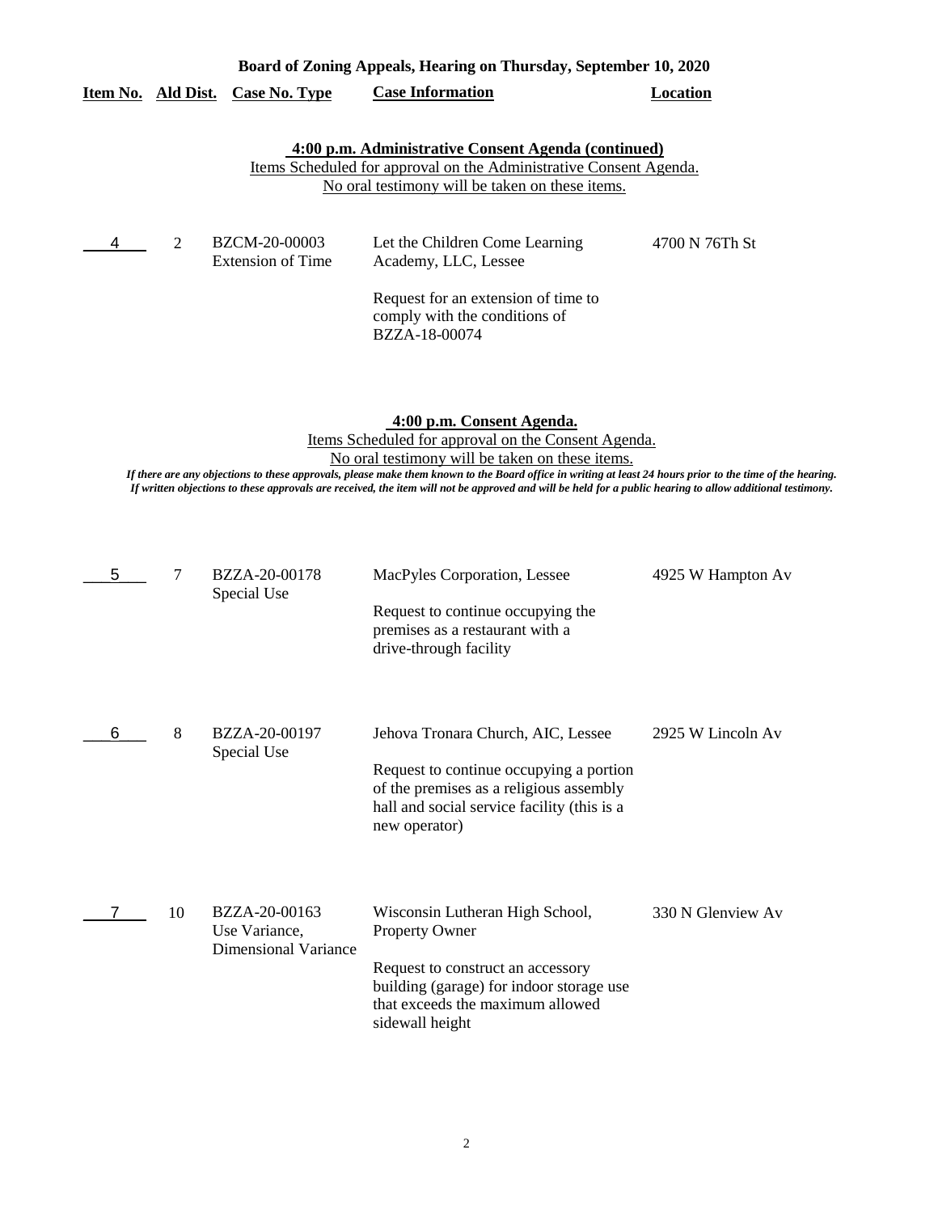**Board of Zoning Appeals, Hearing on Thursday, September 10, 2020**

| Item No. | Ald Dist. | Case No. Type | Case Information | Location |
|---|---|---|---|---|

**4:00 p.m. Administrative Consent Agenda (continued)**

Items Scheduled for approval on the Administrative Consent Agenda.
No oral testimony will be taken on these items.

| Item No. | Ald Dist. | Case No. Type | Case Information | Location |
|---|---|---|---|---|
| 4 | 2 | BZCM-20-00003 Extension of Time | Let the Children Come Learning Academy, LLC, Lessee<br><br>Request for an extension of time to comply with the conditions of BZZA-18-00074 | 4700 N 76Th St |

**4:00 p.m. Consent Agenda.**

Items Scheduled for approval on the Consent Agenda.
No oral testimony will be taken on these items.

*If there are any objections to these approvals, please make them known to the Board office in writing at least 24 hours prior to the time of the hearing. If written objections to these approvals are received, the item will not be approved and will be held for a public hearing to allow additional testimony.*

| Item No. | Ald Dist. | Case No. Type | Case Information | Location |
|---|---|---|---|---|
| 5 | 7 | BZZA-20-00178 Special Use | MacPyles Corporation, Lessee<br><br>Request to continue occupying the premises as a restaurant with a drive-through facility | 4925 W Hampton Av |
| 6 | 8 | BZZA-20-00197 Special Use | Jehova Tronara Church, AIC, Lessee<br><br>Request to continue occupying a portion of the premises as a religious assembly hall and social service facility (this is a new operator) | 2925 W Lincoln Av |
| 7 | 10 | BZZA-20-00163 Use Variance, Dimensional Variance | Wisconsin Lutheran High School, Property Owner<br><br>Request to construct an accessory building (garage) for indoor storage use that exceeds the maximum allowed sidewall height | 330 N Glenview Av |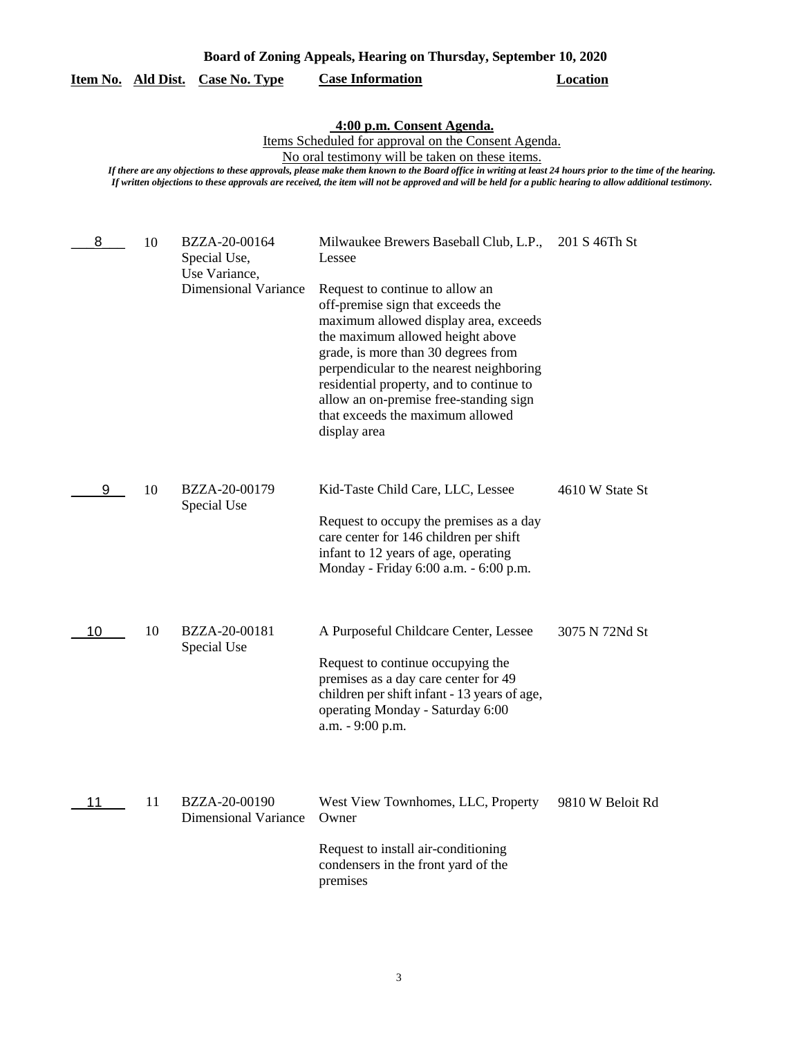**Board of Zoning Appeals, Hearing on Thursday, September 10, 2020**

| Item No. | Ald Dist. | Case No. Type | Case Information | Location |
|---|---|---|---|---|

**4:00 p.m. Consent Agenda.**

Items Scheduled for approval on the Consent Agenda.

No oral testimony will be taken on these items.

*If there are any objections to these approvals, please make them known to the Board office in writing at least 24 hours prior to the time of the hearing. If written objections to these approvals are received, the item will not be approved and will be held for a public hearing to allow additional testimony.*

| Item No. | Ald Dist. | Case No. Type | Case Information | Location |
|---|---|---|---|---|
| 8 | 10 | BZZA-20-00164 Special Use, Use Variance, Dimensional Variance | Milwaukee Brewers Baseball Club, L.P., Lessee<br><br>Request to continue to allow an off-premise sign that exceeds the maximum allowed display area, exceeds the maximum allowed height above grade, is more than 30 degrees from perpendicular to the nearest neighboring residential property, and to continue to allow an on-premise free-standing sign that exceeds the maximum allowed display area | 201 S 46Th St |
| 9 | 10 | BZZA-20-00179 Special Use | Kid-Taste Child Care, LLC, Lessee<br><br>Request to occupy the premises as a day care center for 146 children per shift infant to 12 years of age, operating Monday - Friday 6:00 a.m. - 6:00 p.m. | 4610 W State St |
| 10 | 10 | BZZA-20-00181 Special Use | A Purposeful Childcare Center, Lessee<br><br>Request to continue occupying the premises as a day care center for 49 children per shift infant - 13 years of age, operating Monday - Saturday 6:00 a.m. - 9:00 p.m. | 3075 N 72Nd St |
| 11 | 11 | BZZA-20-00190 Dimensional Variance | West View Townhomes, LLC, Property Owner<br><br>Request to install air-conditioning condensers in the front yard of the premises | 9810 W Beloit Rd |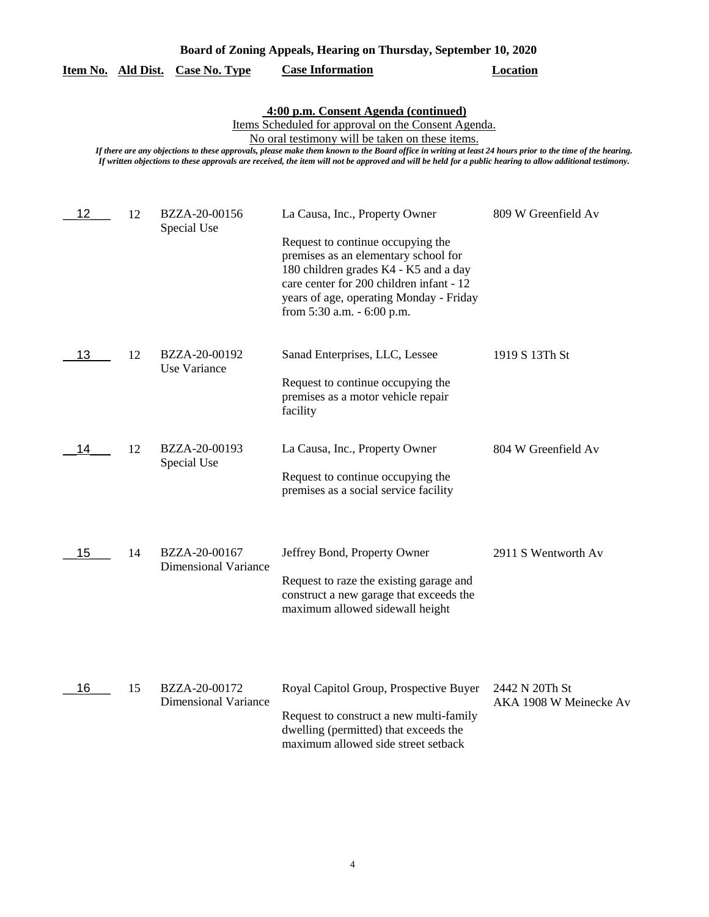**Board of Zoning Appeals, Hearing on Thursday, September 10, 2020**

**4:00 p.m. Consent Agenda (continued)**

Items Scheduled for approval on the Consent Agenda.

No oral testimony will be taken on these items.

*If there are any objections to these approvals, please make them known to the Board office in writing at least 24 hours prior to the time of the hearing. If written objections to these approvals are received, the item will not be approved and will be held for a public hearing to allow additional testimony.*

| Item No. | Ald Dist. | Case No. Type | Case Information | Location |
|---|---|---|---|---|
| 12 | 12 | BZZA-20-00156 Special Use | La Causa, Inc., Property Owner<br><br>Request to continue occupying the premises as an elementary school for 180 children grades K4 - K5 and a day care center for 200 children infant - 12 years of age, operating Monday - Friday from 5:30 a.m. - 6:00 p.m. | 809 W Greenfield Av |
| 13 | 12 | BZZA-20-00192 Use Variance | Sanad Enterprises, LLC, Lessee<br><br>Request to continue occupying the premises as a motor vehicle repair facility | 1919 S 13Th St |
| 14 | 12 | BZZA-20-00193 Special Use | La Causa, Inc., Property Owner<br><br>Request to continue occupying the premises as a social service facility | 804 W Greenfield Av |
| 15 | 14 | BZZA-20-00167 Dimensional Variance | Jeffrey Bond, Property Owner<br><br>Request to raze the existing garage and construct a new garage that exceeds the maximum allowed sidewall height | 2911 S Wentworth Av |
| 16 | 15 | BZZA-20-00172 Dimensional Variance | Royal Capitol Group, Prospective Buyer<br><br>Request to construct a new multi-family dwelling (permitted) that exceeds the maximum allowed side street setback | 2442 N 20Th St AKA 1908 W Meinecke Av |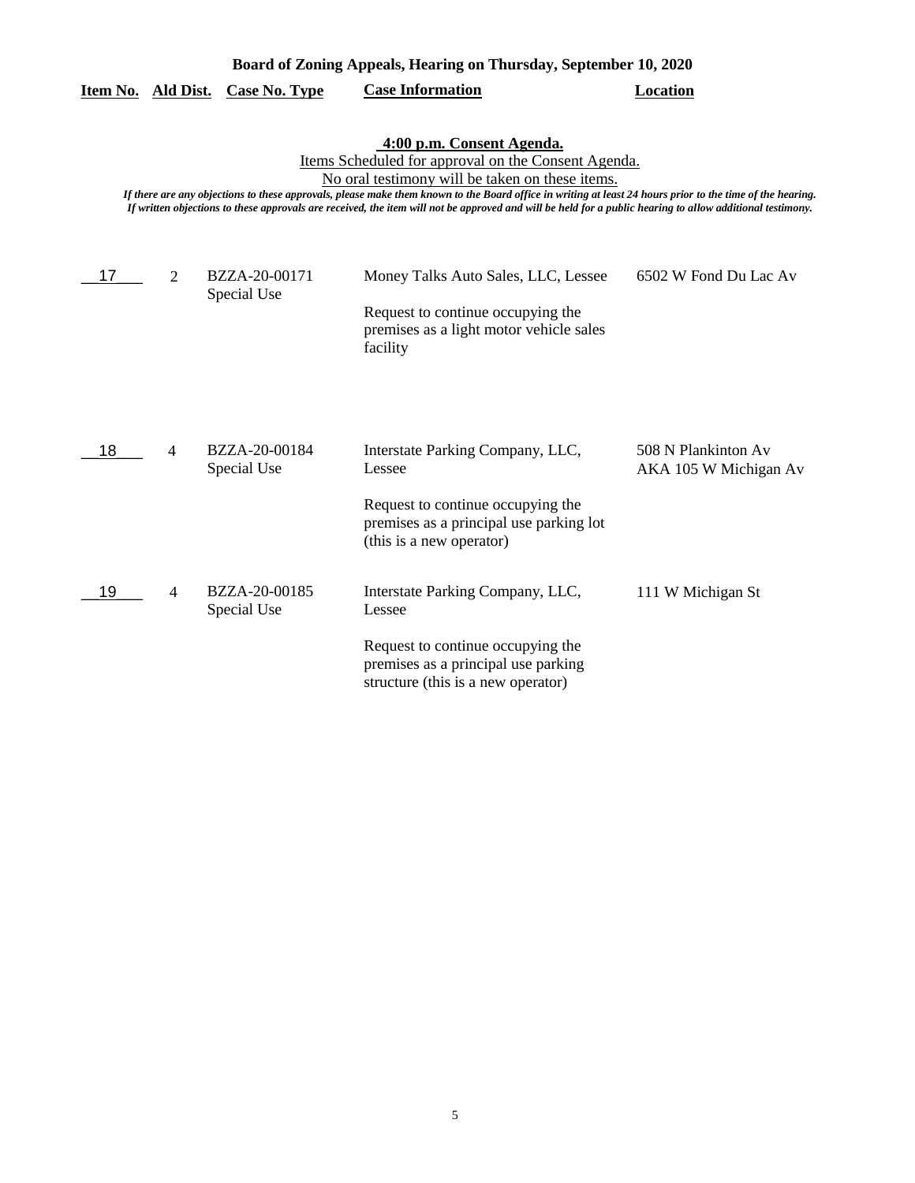**Board of Zoning Appeals, Hearing on Thursday, September 10, 2020**

**4:00 p.m. Consent Agenda.**

Items Scheduled for approval on the Consent Agenda.

No oral testimony will be taken on these items.

***If there are any objections to these approvals, please make them known to the Board office in writing at least 24 hours prior to the time of the hearing. If written objections to these approvals are received, the item will not be approved and will be held for a public hearing to allow additional testimony.***

| Item No. | Ald Dist. | Case No. Type | Case Information | Location |
|---|---|---|---|---|
| 17 | 2 | BZZA-20-00171 Special Use | Money Talks Auto Sales, LLC, Lessee<br><br>Request to continue occupying the premises as a light motor vehicle sales facility | 6502 W Fond Du Lac Av |
| 18 | 4 | BZZA-20-00184 Special Use | Interstate Parking Company, LLC, Lessee<br><br>Request to continue occupying the premises as a principal use parking lot (this is a new operator) | 508 N Plankinton Av AKA 105 W Michigan Av |
| 19 | 4 | BZZA-20-00185 Special Use | Interstate Parking Company, LLC, Lessee<br><br>Request to continue occupying the premises as a principal use parking structure (this is a new operator) | 111 W Michigan St |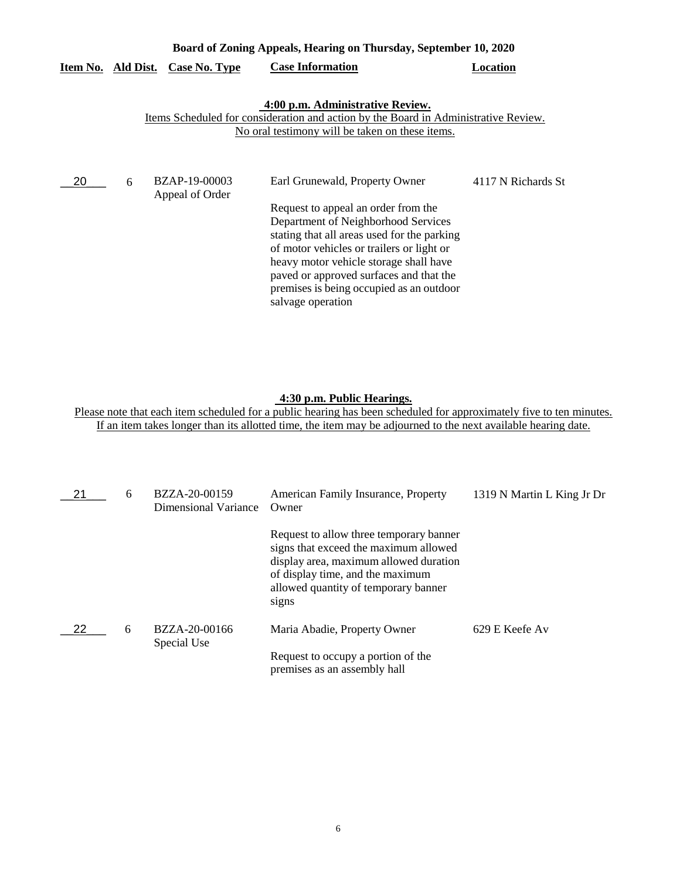**Board of Zoning Appeals, Hearing on Thursday, September 10, 2020**

**4:00 p.m. Administrative Review.**

Items Scheduled for consideration and action by the Board in Administrative Review.
No oral testimony will be taken on these items.

| Item No. | Ald Dist. | Case No. Type | Case Information | Location |
|---|---|---|---|---|
| 20 | 6 | BZAP-19-00003 Appeal of Order | Earl Grunewald, Property Owner<br><br>Request to appeal an order from the Department of Neighborhood Services stating that all areas used for the parking of motor vehicles or trailers or light or heavy motor vehicle storage shall have paved or approved surfaces and that the premises is being occupied as an outdoor salvage operation | 4117 N Richards St |

**4:30 p.m. Public Hearings.**

Please note that each item scheduled for a public hearing has been scheduled for approximately five to ten minutes. If an item takes longer than its allotted time, the item may be adjourned to the next available hearing date.

| Item No. | Ald Dist. | Case No. Type | Case Information | Location |
|---|---|---|---|---|
| 21 | 6 | BZZA-20-00159 Dimensional Variance | American Family Insurance, Property Owner<br><br>Request to allow three temporary banner signs that exceed the maximum allowed display area, maximum allowed duration of display time, and the maximum allowed quantity of temporary banner signs | 1319 N Martin L King Jr Dr |
| 22 | 6 | BZZA-20-00166 Special Use | Maria Abadie, Property Owner<br><br>Request to occupy a portion of the premises as an assembly hall | 629 E Keefe Av |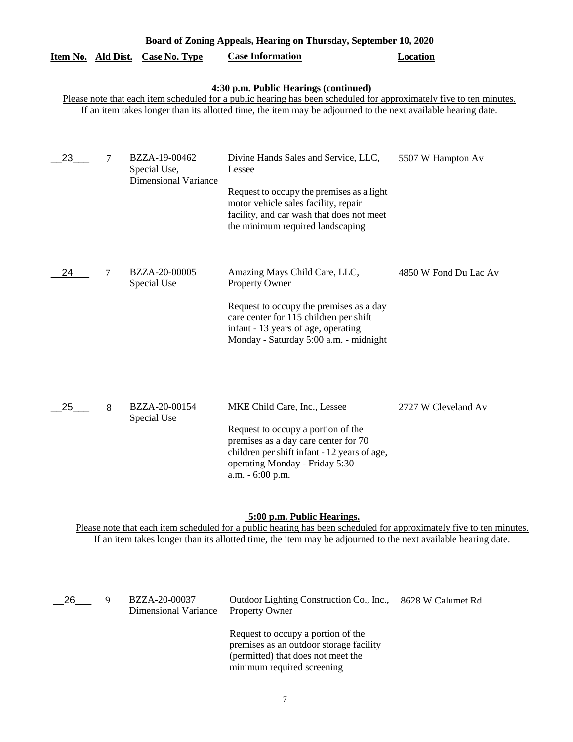**Board of Zoning Appeals, Hearing on Thursday, September 10, 2020**

**4:30 p.m. Public Hearings (continued)**

Please note that each item scheduled for a public hearing has been scheduled for approximately five to ten minutes. If an item takes longer than its allotted time, the item may be adjourned to the next available hearing date.

| Item No. | Ald Dist. | Case No. Type | Case Information | Location |
|---|---|---|---|---|
| 23 | 7 | BZZA-19-00462 Special Use, Dimensional Variance | Divine Hands Sales and Service, LLC, Lessee<br><br>Request to occupy the premises as a light motor vehicle sales facility, repair facility, and car wash that does not meet the minimum required landscaping | 5507 W Hampton Av |
| 24 | 7 | BZZA-20-00005 Special Use | Amazing Mays Child Care, LLC, Property Owner<br><br>Request to occupy the premises as a day care center for 115 children per shift infant - 13 years of age, operating Monday - Saturday 5:00 a.m. - midnight | 4850 W Fond Du Lac Av |
| 25 | 8 | BZZA-20-00154 Special Use | MKE Child Care, Inc., Lessee<br><br>Request to occupy a portion of the premises as a day care center for 70 children per shift infant - 12 years of age, operating Monday - Friday 5:30 a.m. - 6:00 p.m. | 2727 W Cleveland Av |

**5:00 p.m. Public Hearings.**

Please note that each item scheduled for a public hearing has been scheduled for approximately five to ten minutes. If an item takes longer than its allotted time, the item may be adjourned to the next available hearing date.

| Item No. | Ald Dist. | Case No. Type | Case Information | Location |
|---|---|---|---|---|
| 26 | 9 | BZZA-20-00037 Dimensional Variance | Outdoor Lighting Construction Co., Inc., Property Owner<br><br>Request to occupy a portion of the premises as an outdoor storage facility (permitted) that does not meet the minimum required screening | 8628 W Calumet Rd |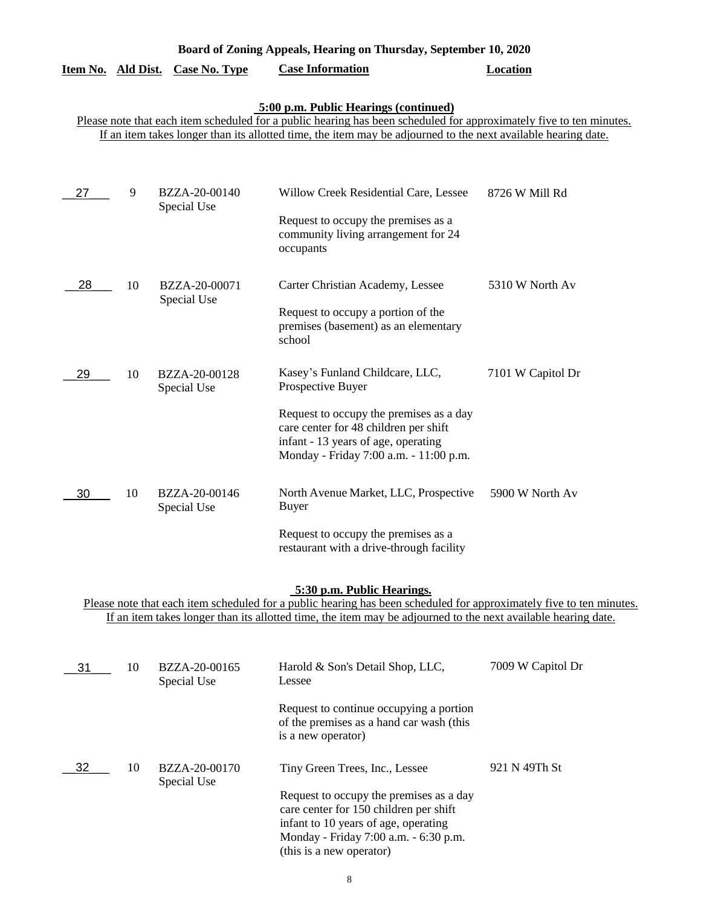**Board of Zoning Appeals, Hearing on Thursday, September 10, 2020**

### 5:00 p.m. Public Hearings (continued)

Please note that each item scheduled for a public hearing has been scheduled for approximately five to ten minutes. If an item takes longer than its allotted time, the item may be adjourned to the next available hearing date.

| Item No. | Ald Dist. | Case No. Type | Case Information | Location |
|---|---|---|---|---|
| 27 | 9 | BZZA-20-00140 Special Use | Willow Creek Residential Care, Lessee<br><br>Request to occupy the premises as a community living arrangement for 24 occupants | 8726 W Mill Rd |
| 28 | 10 | BZZA-20-00071 Special Use | Carter Christian Academy, Lessee<br><br>Request to occupy a portion of the premises (basement) as an elementary school | 5310 W North Av |
| 29 | 10 | BZZA-20-00128 Special Use | Kasey's Funland Childcare, LLC, Prospective Buyer<br><br>Request to occupy the premises as a day care center for 48 children per shift infant - 13 years of age, operating Monday - Friday 7:00 a.m. - 11:00 p.m. | 7101 W Capitol Dr |
| 30 | 10 | BZZA-20-00146 Special Use | North Avenue Market, LLC, Prospective Buyer<br><br>Request to occupy the premises as a restaurant with a drive-through facility | 5900 W North Av |

### 5:30 p.m. Public Hearings.

Please note that each item scheduled for a public hearing has been scheduled for approximately five to ten minutes. If an item takes longer than its allotted time, the item may be adjourned to the next available hearing date.

| Item No. | Ald Dist. | Case No. Type | Case Information | Location |
|---|---|---|---|---|
| 31 | 10 | BZZA-20-00165 Special Use | Harold & Son's Detail Shop, LLC, Lessee<br><br>Request to continue occupying a portion of the premises as a hand car wash (this is a new operator) | 7009 W Capitol Dr |
| 32 | 10 | BZZA-20-00170 Special Use | Tiny Green Trees, Inc., Lessee<br><br>Request to occupy the premises as a day care center for 150 children per shift infant to 10 years of age, operating Monday - Friday 7:00 a.m. - 6:30 p.m. (this is a new operator) | 921 N 49Th St |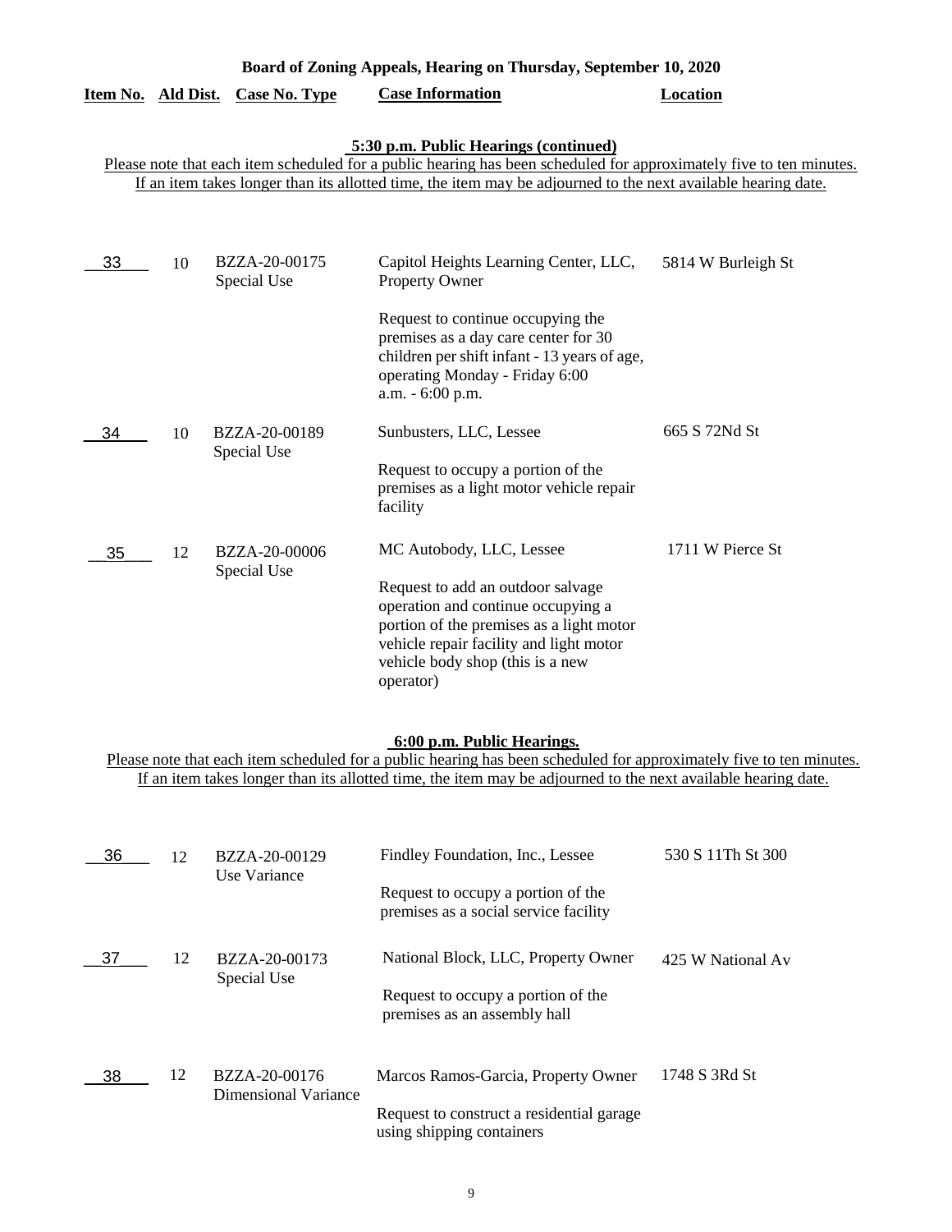**Board of Zoning Appeals, Hearing on Thursday, September 10, 2020**

| Item No. | Ald Dist. | Case No. Type | Case Information | Location |
|---|---|---|---|---|

**5:30 p.m. Public Hearings (continued)**

Please note that each item scheduled for a public hearing has been scheduled for approximately five to ten minutes. If an item takes longer than its allotted time, the item may be adjourned to the next available hearing date.

| Item No. | Ald Dist. | Case No. Type | Case Information | Location |
|---|---|---|---|---|
| 33 | 10 | BZZA-20-00175 Special Use | Capitol Heights Learning Center, LLC, Property Owner<br><br>Request to continue occupying the premises as a day care center for 30 children per shift infant - 13 years of age, operating Monday - Friday 6:00 a.m. - 6:00 p.m. | 5814 W Burleigh St |
| 34 | 10 | BZZA-20-00189 Special Use | Sunbusters, LLC, Lessee<br><br>Request to occupy a portion of the premises as a light motor vehicle repair facility | 665 S 72Nd St |
| 35 | 12 | BZZA-20-00006 Special Use | MC Autobody, LLC, Lessee<br><br>Request to add an outdoor salvage operation and continue occupying a portion of the premises as a light motor vehicle repair facility and light motor vehicle body shop (this is a new operator) | 1711 W Pierce St |

**6:00 p.m. Public Hearings.**

Please note that each item scheduled for a public hearing has been scheduled for approximately five to ten minutes. If an item takes longer than its allotted time, the item may be adjourned to the next available hearing date.

| Item No. | Ald Dist. | Case No. Type | Case Information | Location |
|---|---|---|---|---|
| 36 | 12 | BZZA-20-00129 Use Variance | Findley Foundation, Inc., Lessee<br><br>Request to occupy a portion of the premises as a social service facility | 530 S 11Th St 300 |
| 37 | 12 | BZZA-20-00173 Special Use | National Block, LLC, Property Owner<br><br>Request to occupy a portion of the premises as an assembly hall | 425 W National Av |
| 38 | 12 | BZZA-20-00176 Dimensional Variance | Marcos Ramos-Garcia, Property Owner<br><br>Request to construct a residential garage using shipping containers | 1748 S 3Rd St |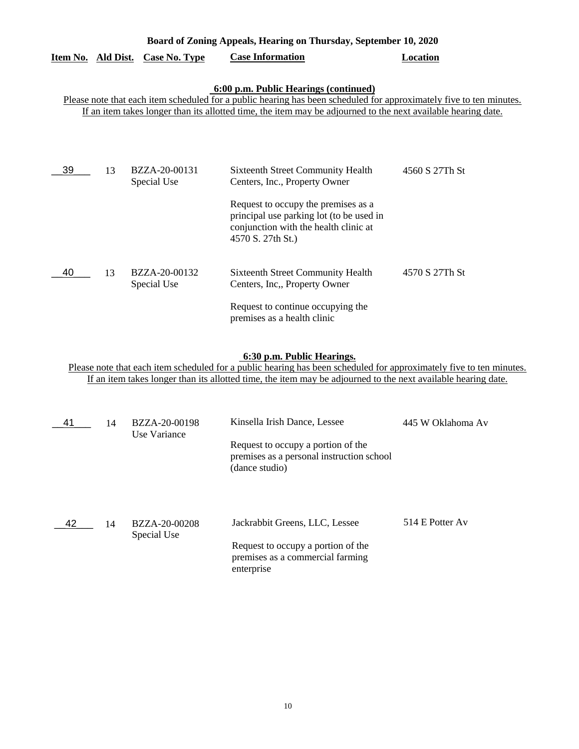**Board of Zoning Appeals, Hearing on Thursday, September 10, 2020**

| Item No. | Ald Dist. | Case No. Type | Case Information | Location |
|---|---|---|---|---|

**6:00 p.m. Public Hearings (continued)**

Please note that each item scheduled for a public hearing has been scheduled for approximately five to ten minutes. If an item takes longer than its allotted time, the item may be adjourned to the next available hearing date.

| Item No. | Ald Dist. | Case No. Type | Case Information | Location |
|---|---|---|---|---|
| 39 | 13 | BZZA-20-00131 Special Use | Sixteenth Street Community Health Centers, Inc., Property Owner<br><br>Request to occupy the premises as a principal use parking lot (to be used in conjunction with the health clinic at 4570 S. 27th St.) | 4560 S 27Th St |
| 40 | 13 | BZZA-20-00132 Special Use | Sixteenth Street Community Health Centers, Inc,, Property Owner<br><br>Request to continue occupying the premises as a health clinic | 4570 S 27Th St |

**6:30 p.m. Public Hearings.**

Please note that each item scheduled for a public hearing has been scheduled for approximately five to ten minutes. If an item takes longer than its allotted time, the item may be adjourned to the next available hearing date.

| Item No. | Ald Dist. | Case No. Type | Case Information | Location |
|---|---|---|---|---|
| 41 | 14 | BZZA-20-00198 Use Variance | Kinsella Irish Dance, Lessee<br><br>Request to occupy a portion of the premises as a personal instruction school (dance studio) | 445 W Oklahoma Av |
| 42 | 14 | BZZA-20-00208 Special Use | Jackrabbit Greens, LLC, Lessee<br><br>Request to occupy a portion of the premises as a commercial farming enterprise | 514 E Potter Av |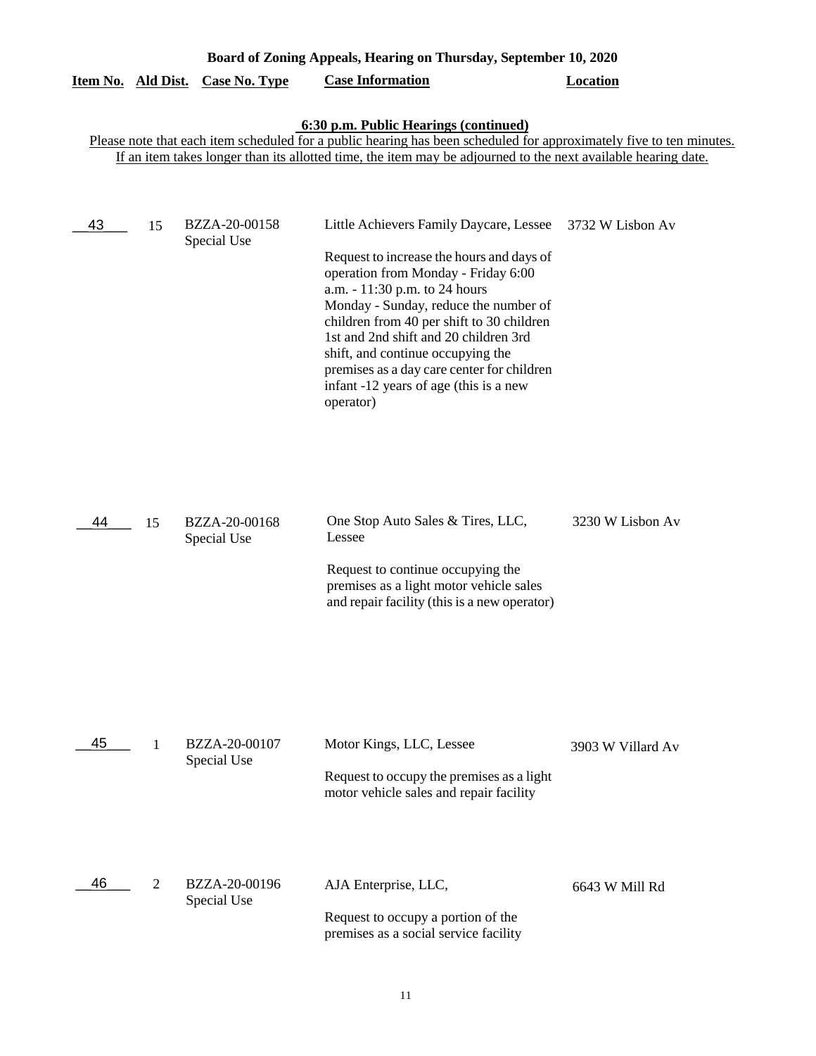**Board of Zoning Appeals, Hearing on Thursday, September 10, 2020**

**6:30 p.m. Public Hearings (continued)**

Please note that each item scheduled for a public hearing has been scheduled for approximately five to ten minutes. If an item takes longer than its allotted time, the item may be adjourned to the next available hearing date.

| Item No. | Ald Dist. | Case No. Type | Case Information | Location |
|---|---|---|---|---|
| 43 | 15 | BZZA-20-00158 Special Use | Little Achievers Family Daycare, Lessee<br><br>Request to increase the hours and days of operation from Monday - Friday 6:00 a.m. - 11:30 p.m. to 24 hours Monday - Sunday, reduce the number of children from 40 per shift to 30 children 1st and 2nd shift and 20 children 3rd shift, and continue occupying the premises as a day care center for children infant -12 years of age (this is a new operator) | 3732 W Lisbon Av |
| 44 | 15 | BZZA-20-00168 Special Use | One Stop Auto Sales & Tires, LLC, Lessee<br><br>Request to continue occupying the premises as a light motor vehicle sales and repair facility (this is a new operator) | 3230 W Lisbon Av |
| 45 | 1 | BZZA-20-00107 Special Use | Motor Kings, LLC, Lessee<br><br>Request to occupy the premises as a light motor vehicle sales and repair facility | 3903 W Villard Av |
| 46 | 2 | BZZA-20-00196 Special Use | AJA Enterprise, LLC,<br><br>Request to occupy a portion of the premises as a social service facility | 6643 W Mill Rd |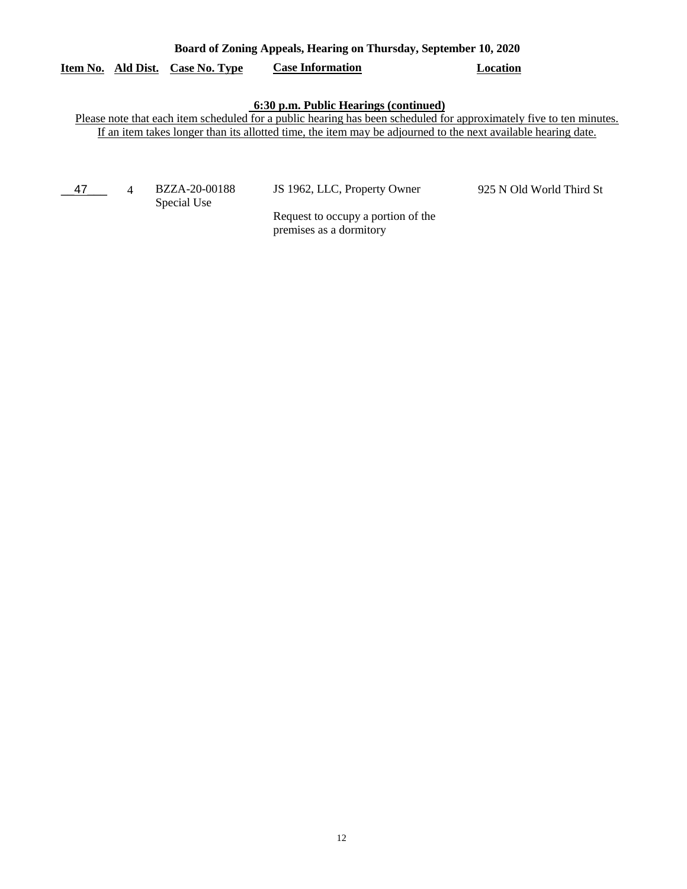**Board of Zoning Appeals, Hearing on Thursday, September 10, 2020**

**6:30 p.m. Public Hearings (continued)**

Please note that each item scheduled for a public hearing has been scheduled for approximately five to ten minutes. If an item takes longer than its allotted time, the item may be adjourned to the next available hearing date.

| Item No. | Ald Dist. | Case No. Type | Case Information | Location |
|---|---|---|---|---|
| 47 | 4 | BZZA-20-00188 Special Use | JS 1962, LLC, Property Owner<br><br>Request to occupy a portion of the premises as a dormitory | 925 N Old World Third St |